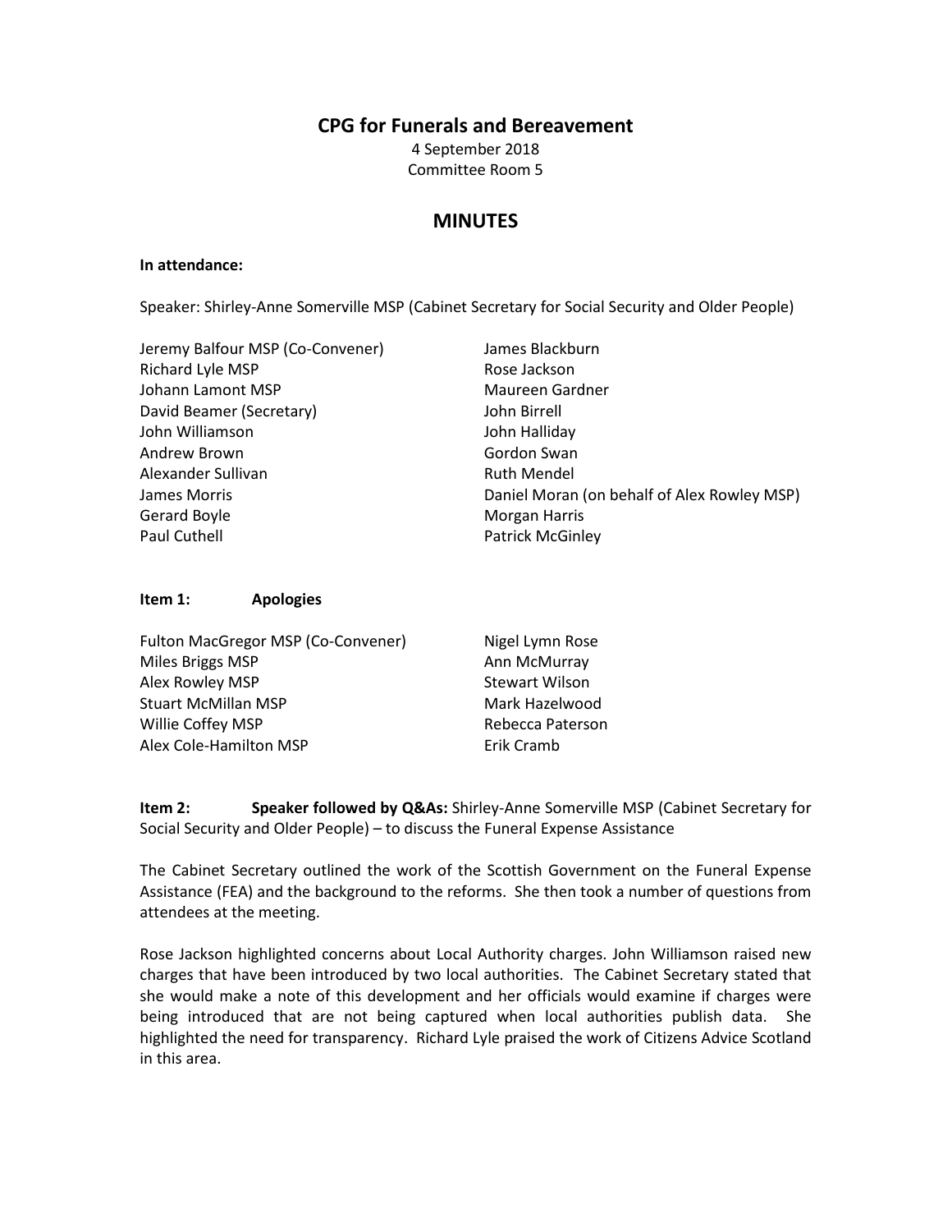# CPG for Funerals and Bereavement

4 September 2018
Committee Room 5

## MINUTES

**In attendance:**

Speaker: Shirley-Anne Somerville MSP (Cabinet Secretary for Social Security and Older People)

Jeremy Balfour MSP (Co-Convener)
Richard Lyle MSP
Johann Lamont MSP
David Beamer (Secretary)
John Williamson
Andrew Brown
Alexander Sullivan
James Morris
Gerard Boyle
Paul Cuthell
James Blackburn
Rose Jackson
Maureen Gardner
John Birrell
John Halliday
Gordon Swan
Ruth Mendel
Daniel Moran (on behalf of Alex Rowley MSP)
Morgan Harris
Patrick McGinley

**Item 1: Apologies**

Fulton MacGregor MSP (Co-Convener)
Miles Briggs MSP
Alex Rowley MSP
Stuart McMillan MSP
Willie Coffey MSP
Alex Cole-Hamilton MSP
Nigel Lymn Rose
Ann McMurray
Stewart Wilson
Mark Hazelwood
Rebecca Paterson
Erik Cramb

**Item 2: Speaker followed by Q&As:** Shirley-Anne Somerville MSP (Cabinet Secretary for Social Security and Older People) – to discuss the Funeral Expense Assistance

The Cabinet Secretary outlined the work of the Scottish Government on the Funeral Expense Assistance (FEA) and the background to the reforms. She then took a number of questions from attendees at the meeting.

Rose Jackson highlighted concerns about Local Authority charges. John Williamson raised new charges that have been introduced by two local authorities. The Cabinet Secretary stated that she would make a note of this development and her officials would examine if charges were being introduced that are not being captured when local authorities publish data. She highlighted the need for transparency. Richard Lyle praised the work of Citizens Advice Scotland in this area.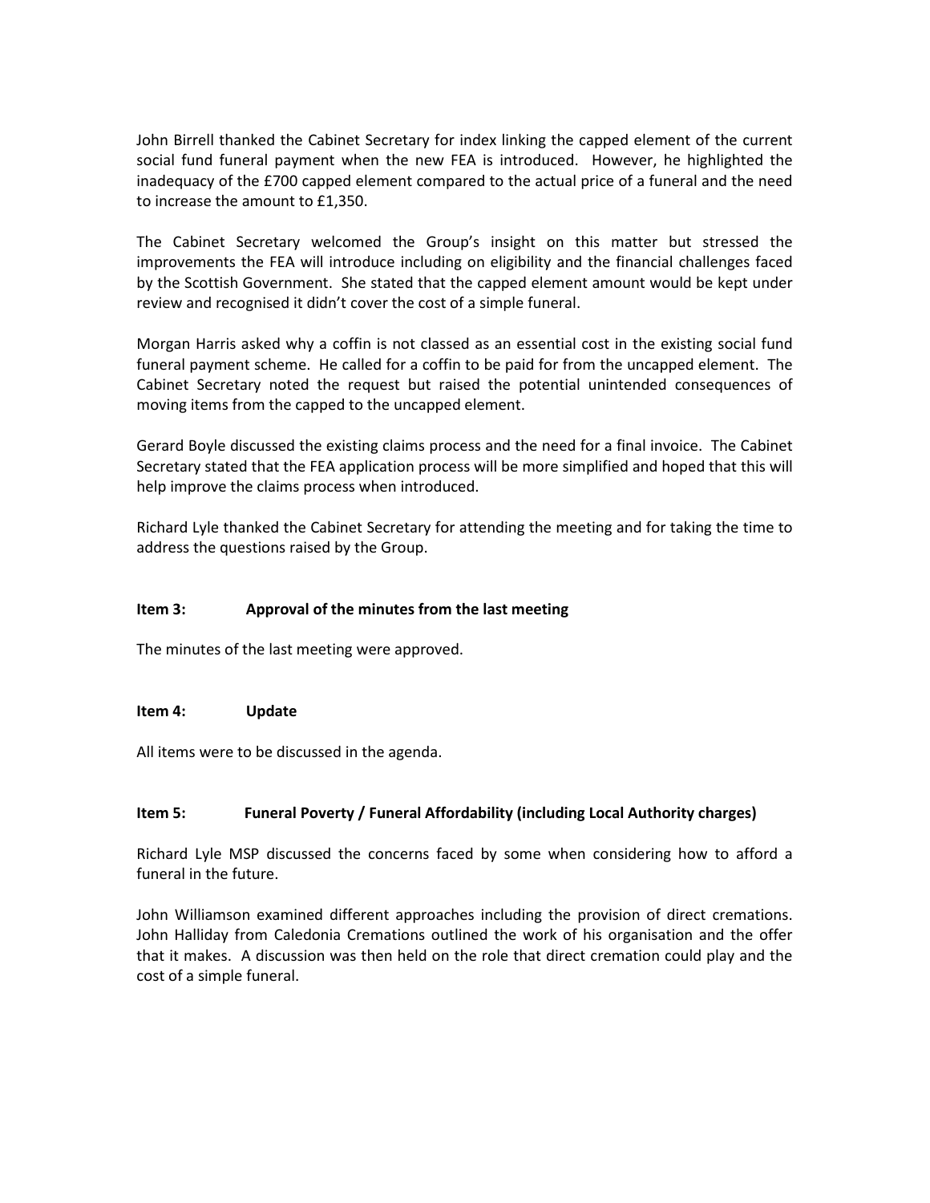John Birrell thanked the Cabinet Secretary for index linking the capped element of the current social fund funeral payment when the new FEA is introduced. However, he highlighted the inadequacy of the £700 capped element compared to the actual price of a funeral and the need to increase the amount to £1,350.

The Cabinet Secretary welcomed the Group's insight on this matter but stressed the improvements the FEA will introduce including on eligibility and the financial challenges faced by the Scottish Government. She stated that the capped element amount would be kept under review and recognised it didn't cover the cost of a simple funeral.

Morgan Harris asked why a coffin is not classed as an essential cost in the existing social fund funeral payment scheme. He called for a coffin to be paid for from the uncapped element. The Cabinet Secretary noted the request but raised the potential unintended consequences of moving items from the capped to the uncapped element.

Gerard Boyle discussed the existing claims process and the need for a final invoice. The Cabinet Secretary stated that the FEA application process will be more simplified and hoped that this will help improve the claims process when introduced.

Richard Lyle thanked the Cabinet Secretary for attending the meeting and for taking the time to address the questions raised by the Group.

**Item 3: Approval of the minutes from the last meeting**

The minutes of the last meeting were approved.

**Item 4: Update**

All items were to be discussed in the agenda.

**Item 5: Funeral Poverty / Funeral Affordability (including Local Authority charges)**

Richard Lyle MSP discussed the concerns faced by some when considering how to afford a funeral in the future.

John Williamson examined different approaches including the provision of direct cremations. John Halliday from Caledonia Cremations outlined the work of his organisation and the offer that it makes. A discussion was then held on the role that direct cremation could play and the cost of a simple funeral.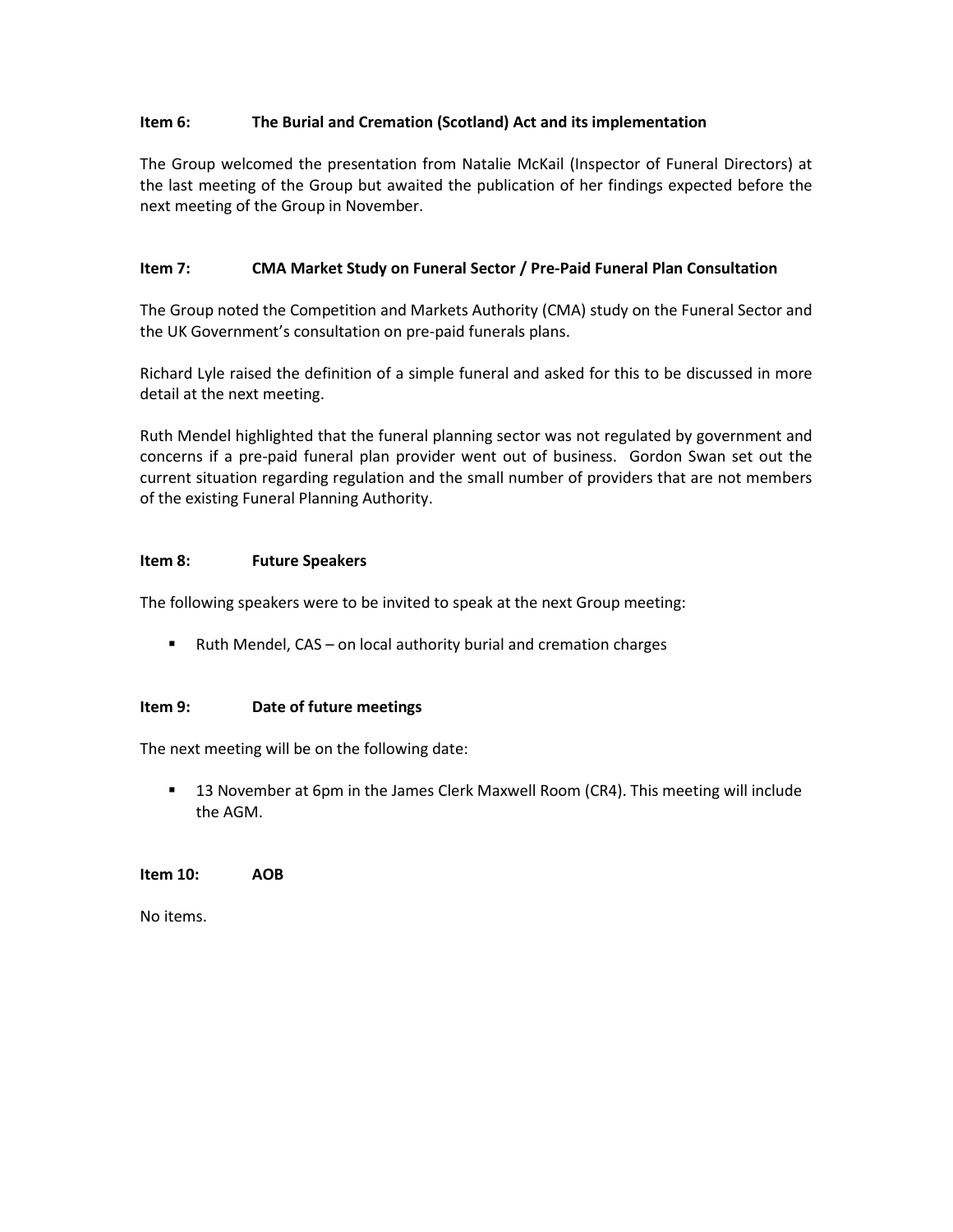**Item 6: The Burial and Cremation (Scotland) Act and its implementation**

The Group welcomed the presentation from Natalie McKail (Inspector of Funeral Directors) at the last meeting of the Group but awaited the publication of her findings expected before the next meeting of the Group in November.

**Item 7: CMA Market Study on Funeral Sector / Pre-Paid Funeral Plan Consultation**

The Group noted the Competition and Markets Authority (CMA) study on the Funeral Sector and the UK Government's consultation on pre-paid funerals plans.

Richard Lyle raised the definition of a simple funeral and asked for this to be discussed in more detail at the next meeting.

Ruth Mendel highlighted that the funeral planning sector was not regulated by government and concerns if a pre-paid funeral plan provider went out of business. Gordon Swan set out the current situation regarding regulation and the small number of providers that are not members of the existing Funeral Planning Authority.

**Item 8: Future Speakers**

The following speakers were to be invited to speak at the next Group meeting:

- Ruth Mendel, CAS – on local authority burial and cremation charges

**Item 9: Date of future meetings**

The next meeting will be on the following date:

- 13 November at 6pm in the James Clerk Maxwell Room (CR4). This meeting will include the AGM.

**Item 10: AOB**

No items.